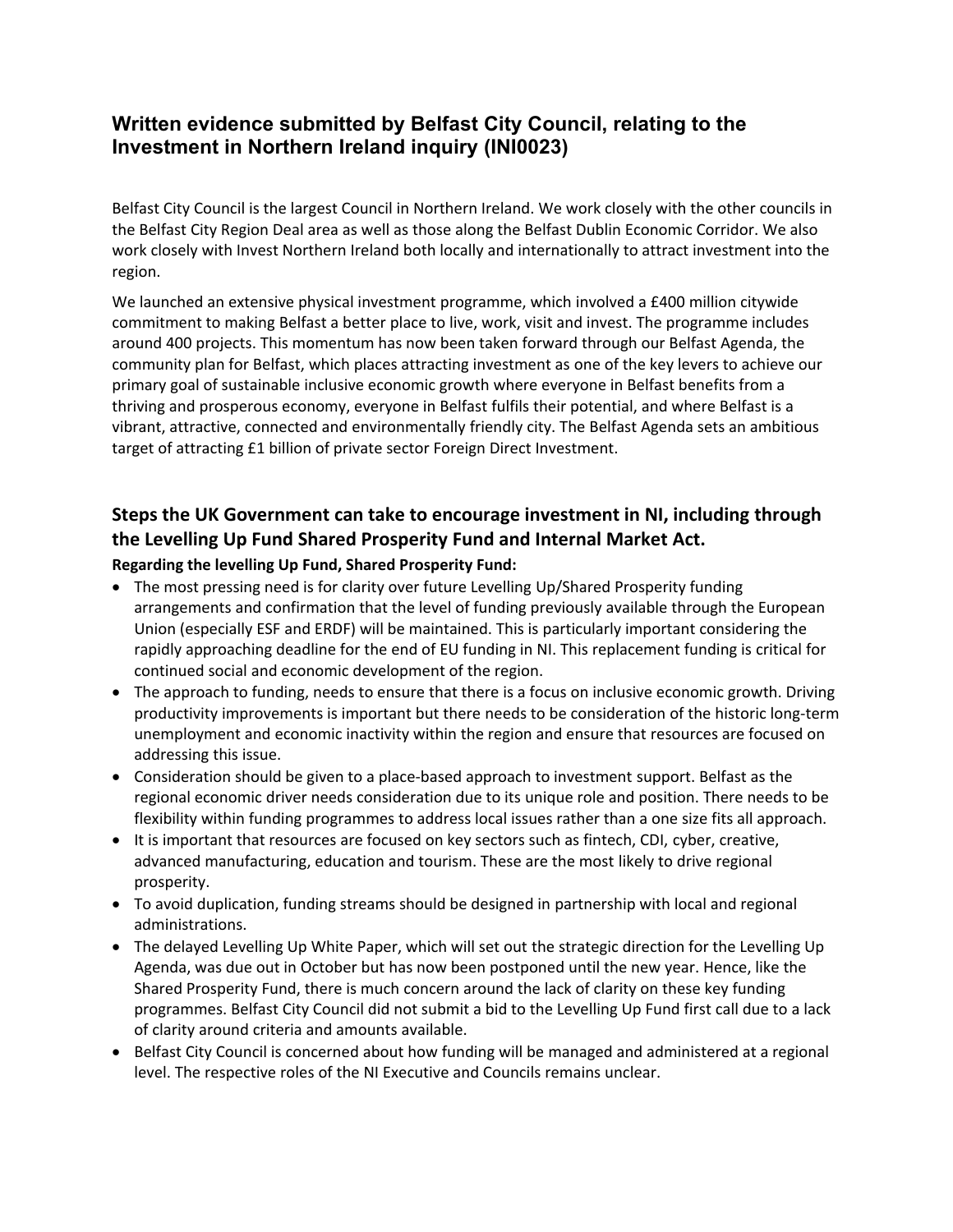# Written evidence submitted by Belfast City Council, relating to the Investment in Northern Ireland inquiry (INI0023)

Belfast City Council is the largest Council in Northern Ireland. We work closely with the other councils in the Belfast City Region Deal area as well as those along the Belfast Dublin Economic Corridor. We also work closely with Invest Northern Ireland both locally and internationally to attract investment into the region.

We launched an extensive physical investment programme, which involved a £400 million citywide commitment to making Belfast a better place to live, work, visit and invest. The programme includes around 400 projects. This momentum has now been taken forward through our Belfast Agenda, the community plan for Belfast, which places attracting investment as one of the key levers to achieve our primary goal of sustainable inclusive economic growth where everyone in Belfast benefits from a thriving and prosperous economy, everyone in Belfast fulfils their potential, and where Belfast is a vibrant, attractive, connected and environmentally friendly city. The Belfast Agenda sets an ambitious target of attracting £1 billion of private sector Foreign Direct Investment.

## Steps the UK Government can take to encourage investment in NI, including through the Levelling Up Fund Shared Prosperity Fund and Internal Market Act.

**Regarding the levelling Up Fund, Shared Prosperity Fund:**

- The most pressing need is for clarity over future Levelling Up/Shared Prosperity funding arrangements and confirmation that the level of funding previously available through the European Union (especially ESF and ERDF) will be maintained. This is particularly important considering the rapidly approaching deadline for the end of EU funding in NI. This replacement funding is critical for continued social and economic development of the region.
- The approach to funding, needs to ensure that there is a focus on inclusive economic growth. Driving productivity improvements is important but there needs to be consideration of the historic long-term unemployment and economic inactivity within the region and ensure that resources are focused on addressing this issue.
- Consideration should be given to a place-based approach to investment support. Belfast as the regional economic driver needs consideration due to its unique role and position. There needs to be flexibility within funding programmes to address local issues rather than a one size fits all approach.
- It is important that resources are focused on key sectors such as fintech, CDI, cyber, creative, advanced manufacturing, education and tourism. These are the most likely to drive regional prosperity.
- To avoid duplication, funding streams should be designed in partnership with local and regional administrations.
- The delayed Levelling Up White Paper, which will set out the strategic direction for the Levelling Up Agenda, was due out in October but has now been postponed until the new year. Hence, like the Shared Prosperity Fund, there is much concern around the lack of clarity on these key funding programmes. Belfast City Council did not submit a bid to the Levelling Up Fund first call due to a lack of clarity around criteria and amounts available.
- Belfast City Council is concerned about how funding will be managed and administered at a regional level. The respective roles of the NI Executive and Councils remains unclear.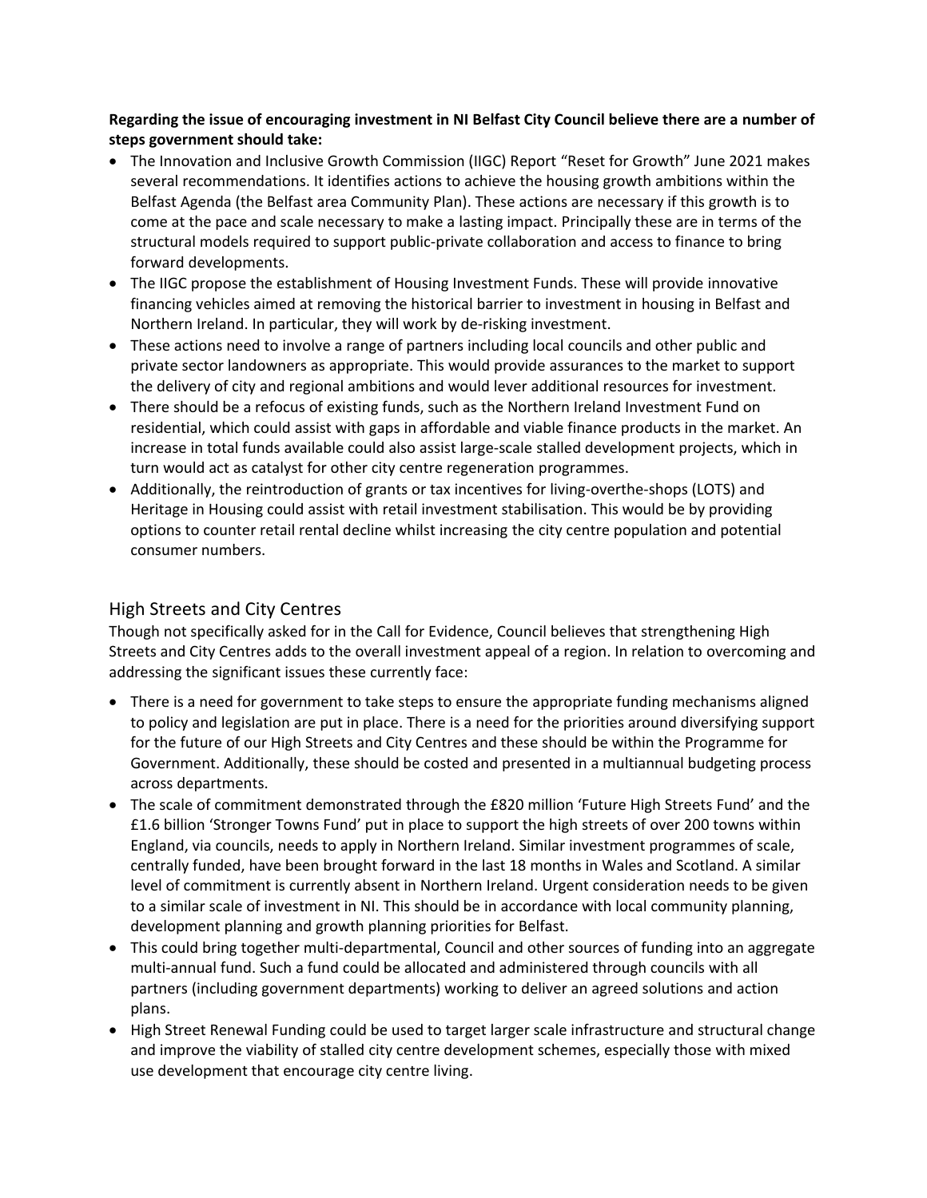**Regarding the issue of encouraging investment in NI Belfast City Council believe there are a number of steps government should take:**

- The Innovation and Inclusive Growth Commission (IIGC) Report "Reset for Growth" June 2021 makes several recommendations. It identifies actions to achieve the housing growth ambitions within the Belfast Agenda (the Belfast area Community Plan). These actions are necessary if this growth is to come at the pace and scale necessary to make a lasting impact. Principally these are in terms of the structural models required to support public-private collaboration and access to finance to bring forward developments.
- The IIGC propose the establishment of Housing Investment Funds. These will provide innovative financing vehicles aimed at removing the historical barrier to investment in housing in Belfast and Northern Ireland. In particular, they will work by de-risking investment.
- These actions need to involve a range of partners including local councils and other public and private sector landowners as appropriate. This would provide assurances to the market to support the delivery of city and regional ambitions and would lever additional resources for investment.
- There should be a refocus of existing funds, such as the Northern Ireland Investment Fund on residential, which could assist with gaps in affordable and viable finance products in the market. An increase in total funds available could also assist large-scale stalled development projects, which in turn would act as catalyst for other city centre regeneration programmes.
- Additionally, the reintroduction of grants or tax incentives for living-overthe-shops (LOTS) and Heritage in Housing could assist with retail investment stabilisation. This would be by providing options to counter retail rental decline whilst increasing the city centre population and potential consumer numbers.

## High Streets and City Centres

Though not specifically asked for in the Call for Evidence, Council believes that strengthening High Streets and City Centres adds to the overall investment appeal of a region. In relation to overcoming and addressing the significant issues these currently face:

- There is a need for government to take steps to ensure the appropriate funding mechanisms aligned to policy and legislation are put in place. There is a need for the priorities around diversifying support for the future of our High Streets and City Centres and these should be within the Programme for Government. Additionally, these should be costed and presented in a multiannual budgeting process across departments.
- The scale of commitment demonstrated through the £820 million 'Future High Streets Fund' and the £1.6 billion 'Stronger Towns Fund' put in place to support the high streets of over 200 towns within England, via councils, needs to apply in Northern Ireland. Similar investment programmes of scale, centrally funded, have been brought forward in the last 18 months in Wales and Scotland. A similar level of commitment is currently absent in Northern Ireland. Urgent consideration needs to be given to a similar scale of investment in NI. This should be in accordance with local community planning, development planning and growth planning priorities for Belfast.
- This could bring together multi-departmental, Council and other sources of funding into an aggregate multi-annual fund. Such a fund could be allocated and administered through councils with all partners (including government departments) working to deliver an agreed solutions and action plans.
- High Street Renewal Funding could be used to target larger scale infrastructure and structural change and improve the viability of stalled city centre development schemes, especially those with mixed use development that encourage city centre living.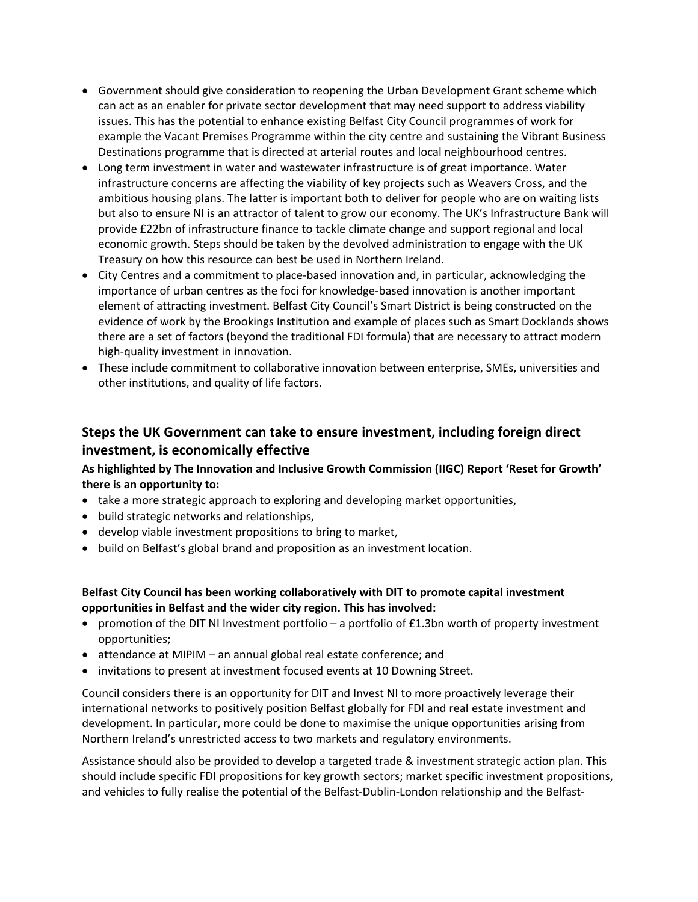- Government should give consideration to reopening the Urban Development Grant scheme which can act as an enabler for private sector development that may need support to address viability issues. This has the potential to enhance existing Belfast City Council programmes of work for example the Vacant Premises Programme within the city centre and sustaining the Vibrant Business Destinations programme that is directed at arterial routes and local neighbourhood centres.
- Long term investment in water and wastewater infrastructure is of great importance. Water infrastructure concerns are affecting the viability of key projects such as Weavers Cross, and the ambitious housing plans. The latter is important both to deliver for people who are on waiting lists but also to ensure NI is an attractor of talent to grow our economy. The UK's Infrastructure Bank will provide £22bn of infrastructure finance to tackle climate change and support regional and local economic growth. Steps should be taken by the devolved administration to engage with the UK Treasury on how this resource can best be used in Northern Ireland.
- City Centres and a commitment to place-based innovation and, in particular, acknowledging the importance of urban centres as the foci for knowledge-based innovation is another important element of attracting investment. Belfast City Council's Smart District is being constructed on the evidence of work by the Brookings Institution and example of places such as Smart Docklands shows there are a set of factors (beyond the traditional FDI formula) that are necessary to attract modern high-quality investment in innovation.
- These include commitment to collaborative innovation between enterprise, SMEs, universities and other institutions, and quality of life factors.

## Steps the UK Government can take to ensure investment, including foreign direct investment, is economically effective

**As highlighted by The Innovation and Inclusive Growth Commission (IIGC) Report 'Reset for Growth' there is an opportunity to:**

- take a more strategic approach to exploring and developing market opportunities,
- build strategic networks and relationships,
- develop viable investment propositions to bring to market,
- build on Belfast's global brand and proposition as an investment location.

**Belfast City Council has been working collaboratively with DIT to promote capital investment opportunities in Belfast and the wider city region. This has involved:**

- promotion of the DIT NI Investment portfolio – a portfolio of £1.3bn worth of property investment opportunities;
- attendance at MIPIM – an annual global real estate conference; and
- invitations to present at investment focused events at 10 Downing Street.

Council considers there is an opportunity for DIT and Invest NI to more proactively leverage their international networks to positively position Belfast globally for FDI and real estate investment and development. In particular, more could be done to maximise the unique opportunities arising from Northern Ireland's unrestricted access to two markets and regulatory environments.

Assistance should also be provided to develop a targeted trade & investment strategic action plan. This should include specific FDI propositions for key growth sectors; market specific investment propositions, and vehicles to fully realise the potential of the Belfast-Dublin-London relationship and the Belfast-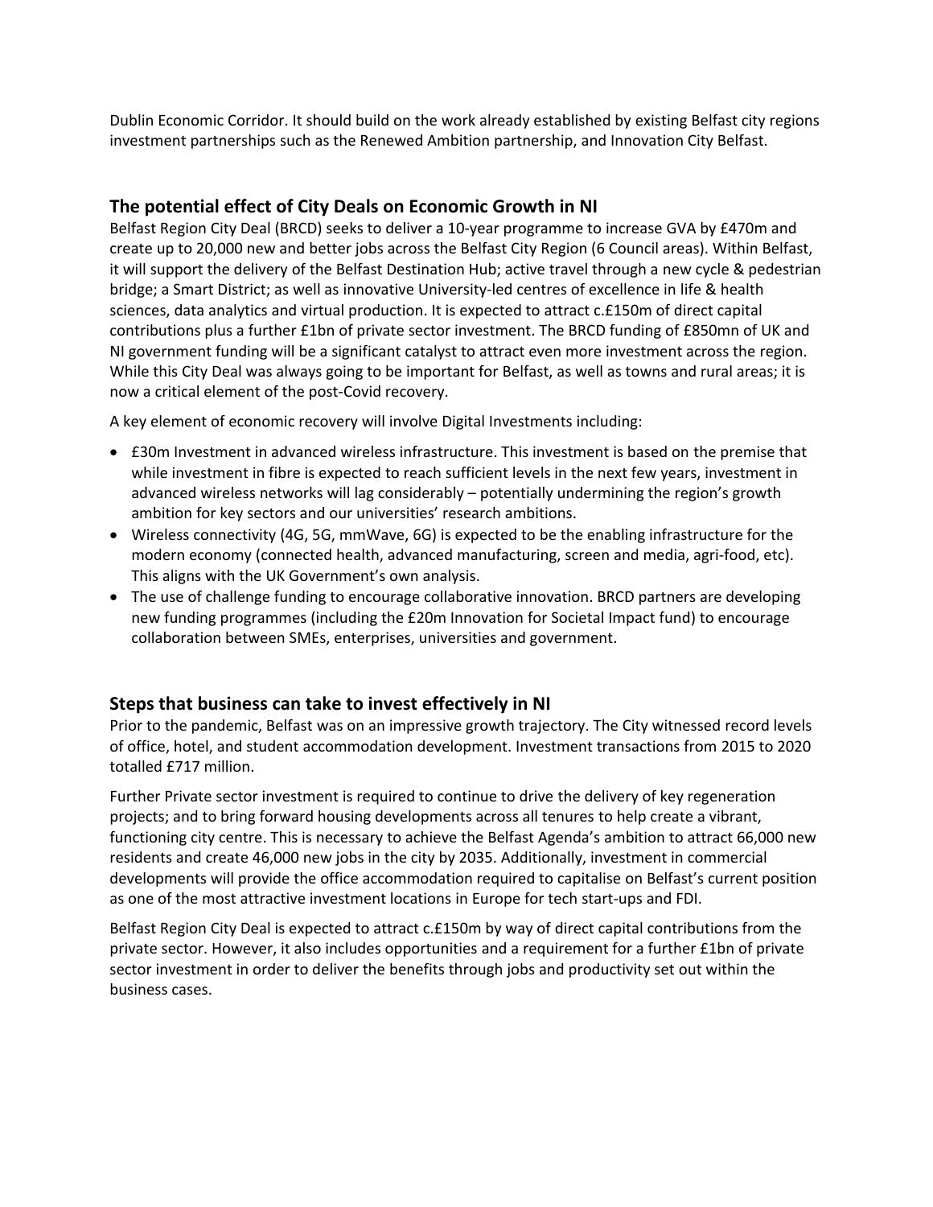Dublin Economic Corridor. It should build on the work already established by existing Belfast city regions investment partnerships such as the Renewed Ambition partnership, and Innovation City Belfast.

## The potential effect of City Deals on Economic Growth in NI

Belfast Region City Deal (BRCD) seeks to deliver a 10-year programme to increase GVA by £470m and create up to 20,000 new and better jobs across the Belfast City Region (6 Council areas). Within Belfast, it will support the delivery of the Belfast Destination Hub; active travel through a new cycle & pedestrian bridge; a Smart District; as well as innovative University-led centres of excellence in life & health sciences, data analytics and virtual production. It is expected to attract c.£150m of direct capital contributions plus a further £1bn of private sector investment. The BRCD funding of £850mn of UK and NI government funding will be a significant catalyst to attract even more investment across the region. While this City Deal was always going to be important for Belfast, as well as towns and rural areas; it is now a critical element of the post-Covid recovery.

A key element of economic recovery will involve Digital Investments including:

- £30m Investment in advanced wireless infrastructure. This investment is based on the premise that while investment in fibre is expected to reach sufficient levels in the next few years, investment in advanced wireless networks will lag considerably – potentially undermining the region's growth ambition for key sectors and our universities' research ambitions.
- Wireless connectivity (4G, 5G, mmWave, 6G) is expected to be the enabling infrastructure for the modern economy (connected health, advanced manufacturing, screen and media, agri-food, etc). This aligns with the UK Government's own analysis.
- The use of challenge funding to encourage collaborative innovation. BRCD partners are developing new funding programmes (including the £20m Innovation for Societal Impact fund) to encourage collaboration between SMEs, enterprises, universities and government.

## Steps that business can take to invest effectively in NI

Prior to the pandemic, Belfast was on an impressive growth trajectory. The City witnessed record levels of office, hotel, and student accommodation development. Investment transactions from 2015 to 2020 totalled £717 million.

Further Private sector investment is required to continue to drive the delivery of key regeneration projects; and to bring forward housing developments across all tenures to help create a vibrant, functioning city centre. This is necessary to achieve the Belfast Agenda's ambition to attract 66,000 new residents and create 46,000 new jobs in the city by 2035. Additionally, investment in commercial developments will provide the office accommodation required to capitalise on Belfast's current position as one of the most attractive investment locations in Europe for tech start-ups and FDI.

Belfast Region City Deal is expected to attract c.£150m by way of direct capital contributions from the private sector. However, it also includes opportunities and a requirement for a further £1bn of private sector investment in order to deliver the benefits through jobs and productivity set out within the business cases.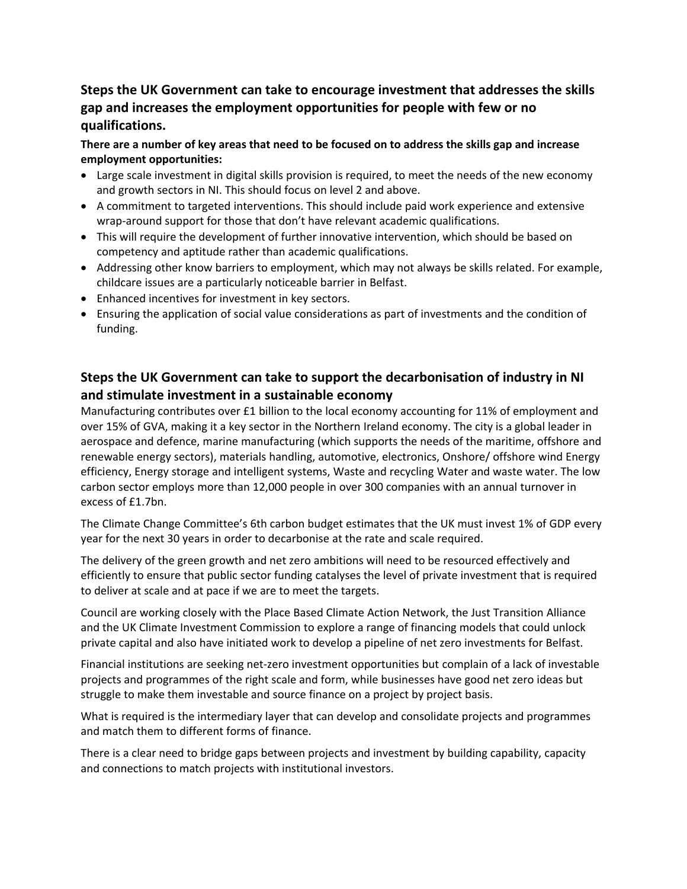## Steps the UK Government can take to encourage investment that addresses the skills gap and increases the employment opportunities for people with few or no qualifications.

**There are a number of key areas that need to be focused on to address the skills gap and increase employment opportunities:**

- Large scale investment in digital skills provision is required, to meet the needs of the new economy and growth sectors in NI. This should focus on level 2 and above.
- A commitment to targeted interventions. This should include paid work experience and extensive wrap-around support for those that don't have relevant academic qualifications.
- This will require the development of further innovative intervention, which should be based on competency and aptitude rather than academic qualifications.
- Addressing other know barriers to employment, which may not always be skills related. For example, childcare issues are a particularly noticeable barrier in Belfast.
- Enhanced incentives for investment in key sectors.
- Ensuring the application of social value considerations as part of investments and the condition of funding.

## Steps the UK Government can take to support the decarbonisation of industry in NI and stimulate investment in a sustainable economy

Manufacturing contributes over £1 billion to the local economy accounting for 11% of employment and over 15% of GVA, making it a key sector in the Northern Ireland economy. The city is a global leader in aerospace and defence, marine manufacturing (which supports the needs of the maritime, offshore and renewable energy sectors), materials handling, automotive, electronics, Onshore/ offshore wind Energy efficiency, Energy storage and intelligent systems, Waste and recycling Water and waste water. The low carbon sector employs more than 12,000 people in over 300 companies with an annual turnover in excess of £1.7bn.

The Climate Change Committee's 6th carbon budget estimates that the UK must invest 1% of GDP every year for the next 30 years in order to decarbonise at the rate and scale required.

The delivery of the green growth and net zero ambitions will need to be resourced effectively and efficiently to ensure that public sector funding catalyses the level of private investment that is required to deliver at scale and at pace if we are to meet the targets.

Council are working closely with the Place Based Climate Action Network, the Just Transition Alliance and the UK Climate Investment Commission to explore a range of financing models that could unlock private capital and also have initiated work to develop a pipeline of net zero investments for Belfast.

Financial institutions are seeking net-zero investment opportunities but complain of a lack of investable projects and programmes of the right scale and form, while businesses have good net zero ideas but struggle to make them investable and source finance on a project by project basis.

What is required is the intermediary layer that can develop and consolidate projects and programmes and match them to different forms of finance.

There is a clear need to bridge gaps between projects and investment by building capability, capacity and connections to match projects with institutional investors.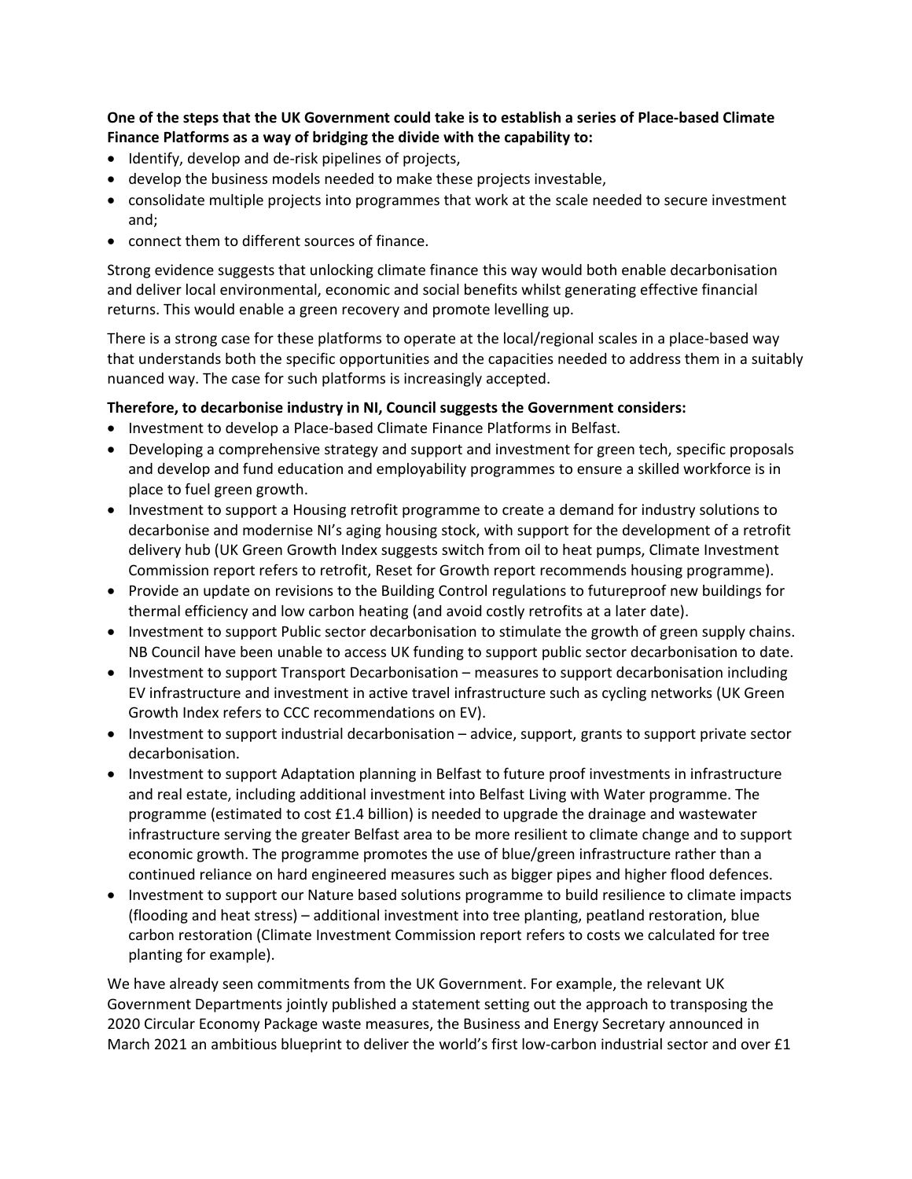**One of the steps that the UK Government could take is to establish a series of Place-based Climate Finance Platforms as a way of bridging the divide with the capability to:**

- Identify, develop and de-risk pipelines of projects,
- develop the business models needed to make these projects investable,
- consolidate multiple projects into programmes that work at the scale needed to secure investment and;
- connect them to different sources of finance.

Strong evidence suggests that unlocking climate finance this way would both enable decarbonisation and deliver local environmental, economic and social benefits whilst generating effective financial returns. This would enable a green recovery and promote levelling up.

There is a strong case for these platforms to operate at the local/regional scales in a place-based way that understands both the specific opportunities and the capacities needed to address them in a suitably nuanced way. The case for such platforms is increasingly accepted.

**Therefore, to decarbonise industry in NI, Council suggests the Government considers:**

- Investment to develop a Place-based Climate Finance Platforms in Belfast.
- Developing a comprehensive strategy and support and investment for green tech, specific proposals and develop and fund education and employability programmes to ensure a skilled workforce is in place to fuel green growth.
- Investment to support a Housing retrofit programme to create a demand for industry solutions to decarbonise and modernise NI's aging housing stock, with support for the development of a retrofit delivery hub (UK Green Growth Index suggests switch from oil to heat pumps, Climate Investment Commission report refers to retrofit, Reset for Growth report recommends housing programme).
- Provide an update on revisions to the Building Control regulations to futureproof new buildings for thermal efficiency and low carbon heating (and avoid costly retrofits at a later date).
- Investment to support Public sector decarbonisation to stimulate the growth of green supply chains. NB Council have been unable to access UK funding to support public sector decarbonisation to date.
- Investment to support Transport Decarbonisation – measures to support decarbonisation including EV infrastructure and investment in active travel infrastructure such as cycling networks (UK Green Growth Index refers to CCC recommendations on EV).
- Investment to support industrial decarbonisation – advice, support, grants to support private sector decarbonisation.
- Investment to support Adaptation planning in Belfast to future proof investments in infrastructure and real estate, including additional investment into Belfast Living with Water programme. The programme (estimated to cost £1.4 billion) is needed to upgrade the drainage and wastewater infrastructure serving the greater Belfast area to be more resilient to climate change and to support economic growth. The programme promotes the use of blue/green infrastructure rather than a continued reliance on hard engineered measures such as bigger pipes and higher flood defences.
- Investment to support our Nature based solutions programme to build resilience to climate impacts (flooding and heat stress) – additional investment into tree planting, peatland restoration, blue carbon restoration (Climate Investment Commission report refers to costs we calculated for tree planting for example).

We have already seen commitments from the UK Government. For example, the relevant UK Government Departments jointly published a statement setting out the approach to transposing the 2020 Circular Economy Package waste measures, the Business and Energy Secretary announced in March 2021 an ambitious blueprint to deliver the world's first low-carbon industrial sector and over £1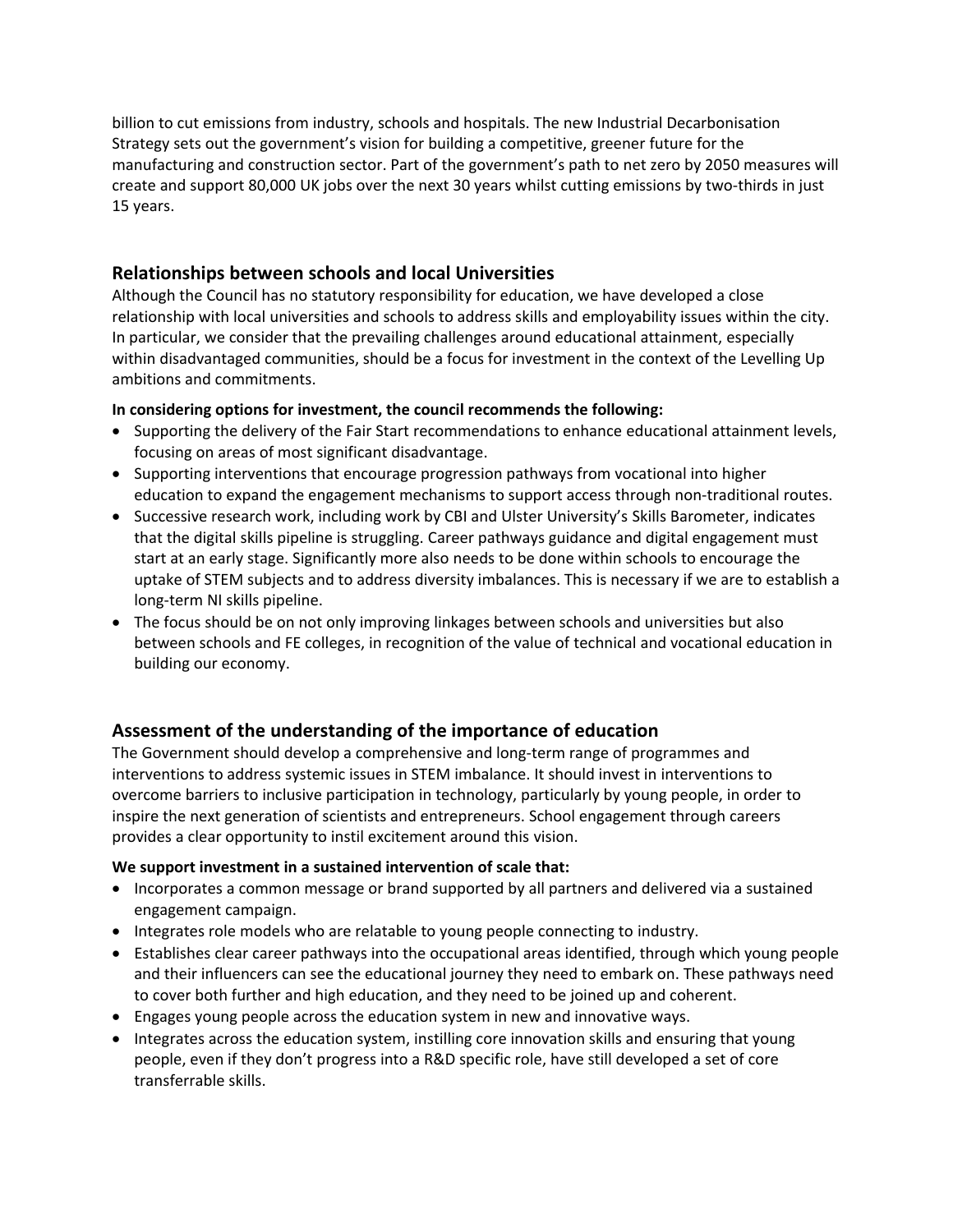billion to cut emissions from industry, schools and hospitals. The new Industrial Decarbonisation Strategy sets out the government's vision for building a competitive, greener future for the manufacturing and construction sector. Part of the government's path to net zero by 2050 measures will create and support 80,000 UK jobs over the next 30 years whilst cutting emissions by two-thirds in just 15 years.

## Relationships between schools and local Universities

Although the Council has no statutory responsibility for education, we have developed a close relationship with local universities and schools to address skills and employability issues within the city. In particular, we consider that the prevailing challenges around educational attainment, especially within disadvantaged communities, should be a focus for investment in the context of the Levelling Up ambitions and commitments.

**In considering options for investment, the council recommends the following:**

- Supporting the delivery of the Fair Start recommendations to enhance educational attainment levels, focusing on areas of most significant disadvantage.
- Supporting interventions that encourage progression pathways from vocational into higher education to expand the engagement mechanisms to support access through non-traditional routes.
- Successive research work, including work by CBI and Ulster University's Skills Barometer, indicates that the digital skills pipeline is struggling. Career pathways guidance and digital engagement must start at an early stage. Significantly more also needs to be done within schools to encourage the uptake of STEM subjects and to address diversity imbalances. This is necessary if we are to establish a long-term NI skills pipeline.
- The focus should be on not only improving linkages between schools and universities but also between schools and FE colleges, in recognition of the value of technical and vocational education in building our economy.

## Assessment of the understanding of the importance of education

The Government should develop a comprehensive and long-term range of programmes and interventions to address systemic issues in STEM imbalance. It should invest in interventions to overcome barriers to inclusive participation in technology, particularly by young people, in order to inspire the next generation of scientists and entrepreneurs. School engagement through careers provides a clear opportunity to instil excitement around this vision.

**We support investment in a sustained intervention of scale that:**

- Incorporates a common message or brand supported by all partners and delivered via a sustained engagement campaign.
- Integrates role models who are relatable to young people connecting to industry.
- Establishes clear career pathways into the occupational areas identified, through which young people and their influencers can see the educational journey they need to embark on. These pathways need to cover both further and high education, and they need to be joined up and coherent.
- Engages young people across the education system in new and innovative ways.
- Integrates across the education system, instilling core innovation skills and ensuring that young people, even if they don't progress into a R&D specific role, have still developed a set of core transferrable skills.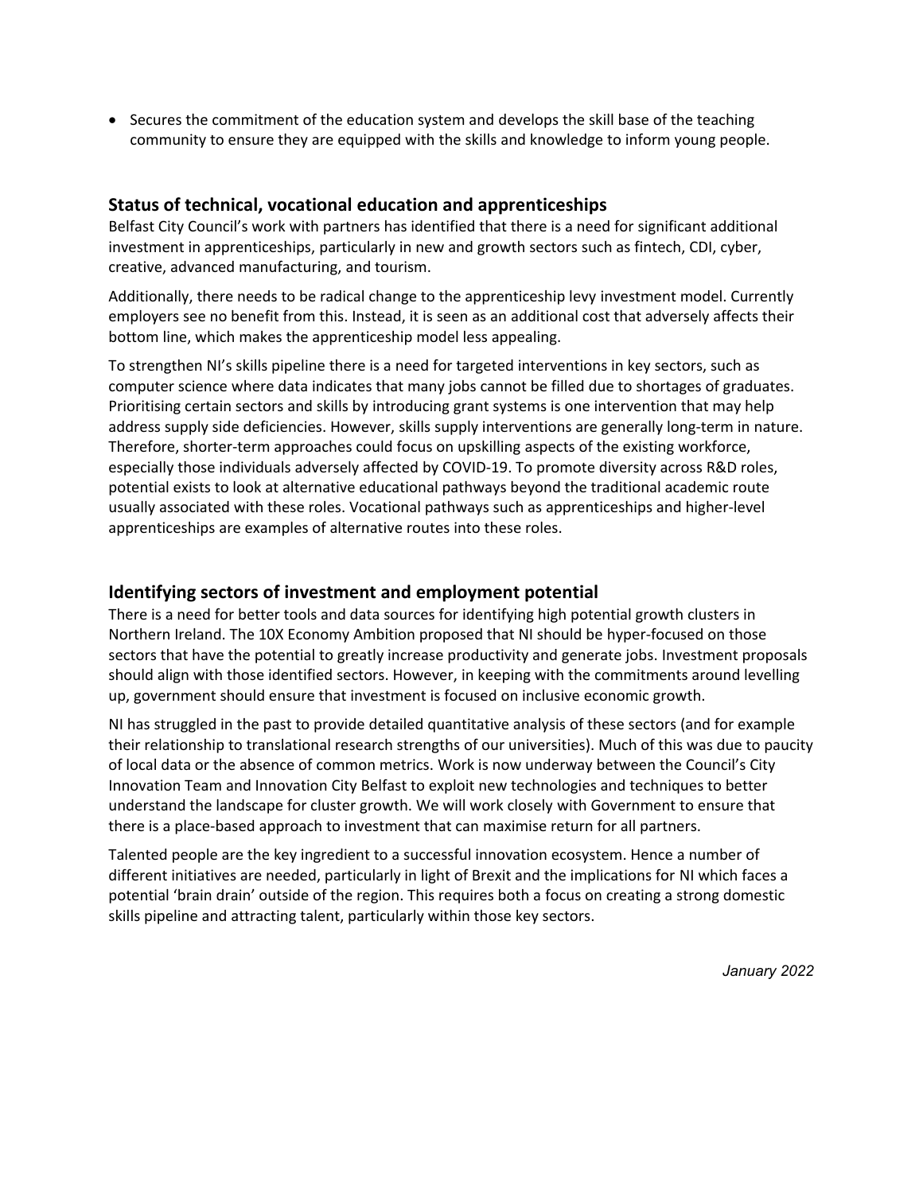- Secures the commitment of the education system and develops the skill base of the teaching community to ensure they are equipped with the skills and knowledge to inform young people.

## Status of technical, vocational education and apprenticeships

Belfast City Council's work with partners has identified that there is a need for significant additional investment in apprenticeships, particularly in new and growth sectors such as fintech, CDI, cyber, creative, advanced manufacturing, and tourism.

Additionally, there needs to be radical change to the apprenticeship levy investment model. Currently employers see no benefit from this. Instead, it is seen as an additional cost that adversely affects their bottom line, which makes the apprenticeship model less appealing.

To strengthen NI's skills pipeline there is a need for targeted interventions in key sectors, such as computer science where data indicates that many jobs cannot be filled due to shortages of graduates. Prioritising certain sectors and skills by introducing grant systems is one intervention that may help address supply side deficiencies. However, skills supply interventions are generally long-term in nature. Therefore, shorter-term approaches could focus on upskilling aspects of the existing workforce, especially those individuals adversely affected by COVID-19. To promote diversity across R&D roles, potential exists to look at alternative educational pathways beyond the traditional academic route usually associated with these roles. Vocational pathways such as apprenticeships and higher-level apprenticeships are examples of alternative routes into these roles.

## Identifying sectors of investment and employment potential

There is a need for better tools and data sources for identifying high potential growth clusters in Northern Ireland. The 10X Economy Ambition proposed that NI should be hyper-focused on those sectors that have the potential to greatly increase productivity and generate jobs. Investment proposals should align with those identified sectors. However, in keeping with the commitments around levelling up, government should ensure that investment is focused on inclusive economic growth.

NI has struggled in the past to provide detailed quantitative analysis of these sectors (and for example their relationship to translational research strengths of our universities). Much of this was due to paucity of local data or the absence of common metrics. Work is now underway between the Council's City Innovation Team and Innovation City Belfast to exploit new technologies and techniques to better understand the landscape for cluster growth. We will work closely with Government to ensure that there is a place-based approach to investment that can maximise return for all partners.

Talented people are the key ingredient to a successful innovation ecosystem. Hence a number of different initiatives are needed, particularly in light of Brexit and the implications for NI which faces a potential 'brain drain' outside of the region. This requires both a focus on creating a strong domestic skills pipeline and attracting talent, particularly within those key sectors.

*January 2022*